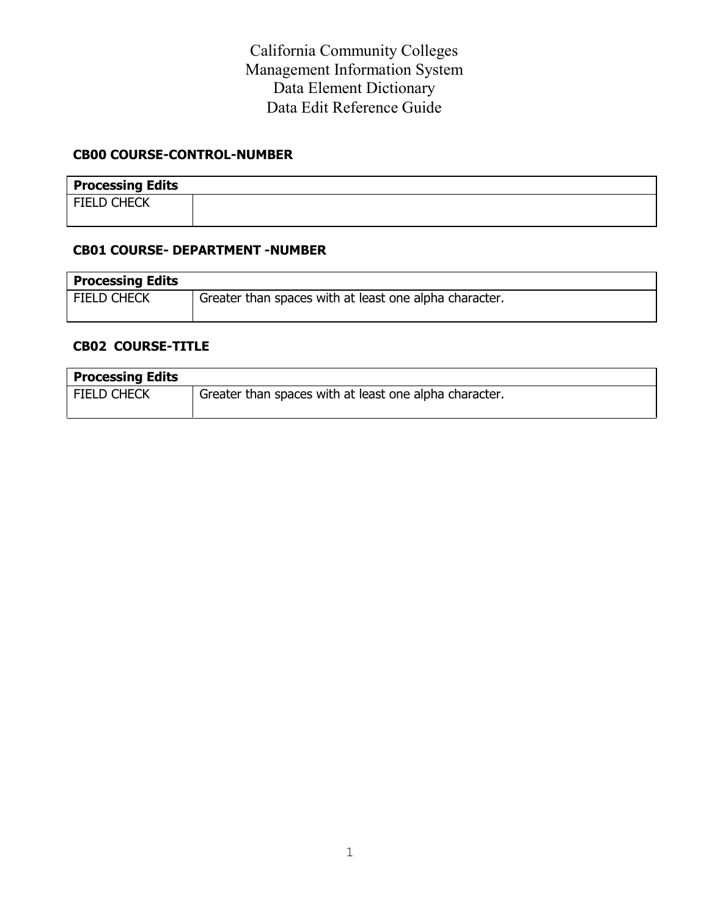# California Community Colleges
# Management Information System
# Data Element Dictionary
# Data Edit Reference Guide

### CB00 COURSE-CONTROL-NUMBER

| Processing Edits | |
|---|---|
| FIELD CHECK | |

### CB01 COURSE- DEPARTMENT -NUMBER

| Processing Edits | |
|---|---|
| FIELD CHECK | Greater than spaces with at least one alpha character. |

### CB02 COURSE-TITLE

| Processing Edits | |
|---|---|
| FIELD CHECK | Greater than spaces with at least one alpha character. |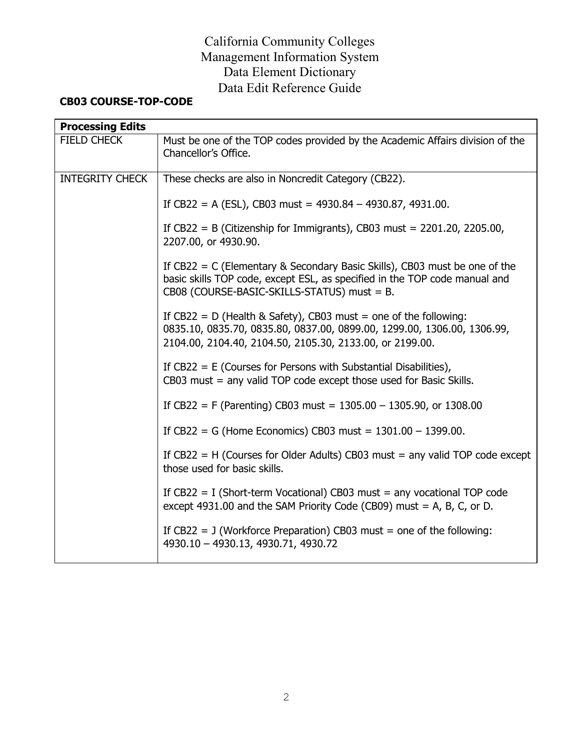California Community Colleges
Management Information System
Data Element Dictionary
Data Edit Reference Guide

**CB03 COURSE-TOP-CODE**

| **Processing Edits** | |
|---|---|
| FIELD CHECK | Must be one of the TOP codes provided by the Academic Affairs division of the Chancellor's Office. |
| INTEGRITY CHECK | These checks are also in Noncredit Category (CB22).<br><br>If CB22 = A (ESL), CB03 must = 4930.84 – 4930.87, 4931.00.<br><br>If CB22 = B (Citizenship for Immigrants), CB03 must = 2201.20, 2205.00, 2207.00, or 4930.90.<br><br>If CB22 = C (Elementary & Secondary Basic Skills), CB03 must be one of the basic skills TOP code, except ESL, as specified in the TOP code manual and CB08 (COURSE-BASIC-SKILLS-STATUS) must = B.<br><br>If CB22 = D (Health & Safety), CB03 must = one of the following: 0835.10, 0835.70, 0835.80, 0837.00, 0899.00, 1299.00, 1306.00, 1306.99, 2104.00, 2104.40, 2104.50, 2105.30, 2133.00, or 2199.00.<br><br>If CB22 = E (Courses for Persons with Substantial Disabilities), CB03 must = any valid TOP code except those used for Basic Skills.<br><br>If CB22 = F (Parenting) CB03 must = 1305.00 – 1305.90, or 1308.00<br><br>If CB22 = G (Home Economics) CB03 must = 1301.00 – 1399.00.<br><br>If CB22 = H (Courses for Older Adults) CB03 must = any valid TOP code except those used for basic skills.<br><br>If CB22 = I (Short-term Vocational) CB03 must = any vocational TOP code except 4931.00 and the SAM Priority Code (CB09) must = A, B, C, or D.<br><br>If CB22 = J (Workforce Preparation) CB03 must = one of the following: 4930.10 – 4930.13, 4930.71, 4930.72 |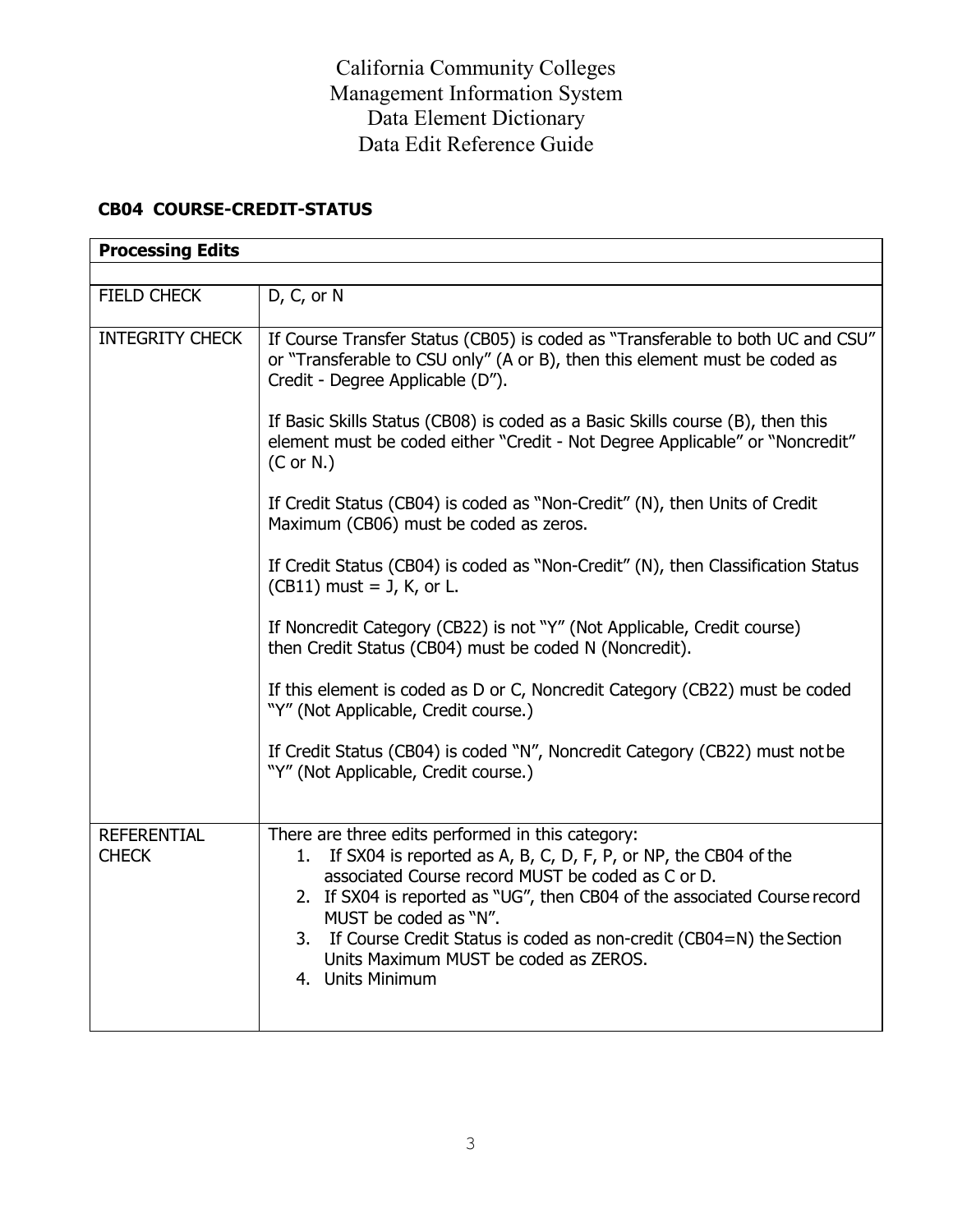California Community Colleges
Management Information System
Data Element Dictionary
Data Edit Reference Guide

### CB04 COURSE-CREDIT-STATUS

| Processing Edits | |
|---|---|
| | |
| FIELD CHECK | D, C, or N |
| INTEGRITY CHECK | If Course Transfer Status (CB05) is coded as "Transferable to both UC and CSU" or "Transferable to CSU only" (A or B), then this element must be coded as Credit - Degree Applicable (D").<br><br>If Basic Skills Status (CB08) is coded as a Basic Skills course (B), then this element must be coded either "Credit - Not Degree Applicable" or "Noncredit" (C or N.)<br><br>If Credit Status (CB04) is coded as "Non-Credit" (N), then Units of Credit Maximum (CB06) must be coded as zeros.<br><br>If Credit Status (CB04) is coded as "Non-Credit" (N), then Classification Status (CB11) must = J, K, or L.<br><br>If Noncredit Category (CB22) is not "Y" (Not Applicable, Credit course) then Credit Status (CB04) must be coded N (Noncredit).<br><br>If this element is coded as D or C, Noncredit Category (CB22) must be coded "Y" (Not Applicable, Credit course.)<br><br>If Credit Status (CB04) is coded "N", Noncredit Category (CB22) must not be "Y" (Not Applicable, Credit course.) |
| REFERENTIAL CHECK | There are three edits performed in this category:<br>1. If SX04 is reported as A, B, C, D, F, P, or NP, the CB04 of the associated Course record MUST be coded as C or D.<br>2. If SX04 is reported as "UG", then CB04 of the associated Course record MUST be coded as "N".<br>3. If Course Credit Status is coded as non-credit (CB04=N) the Section Units Maximum MUST be coded as ZEROS.<br>4. Units Minimum |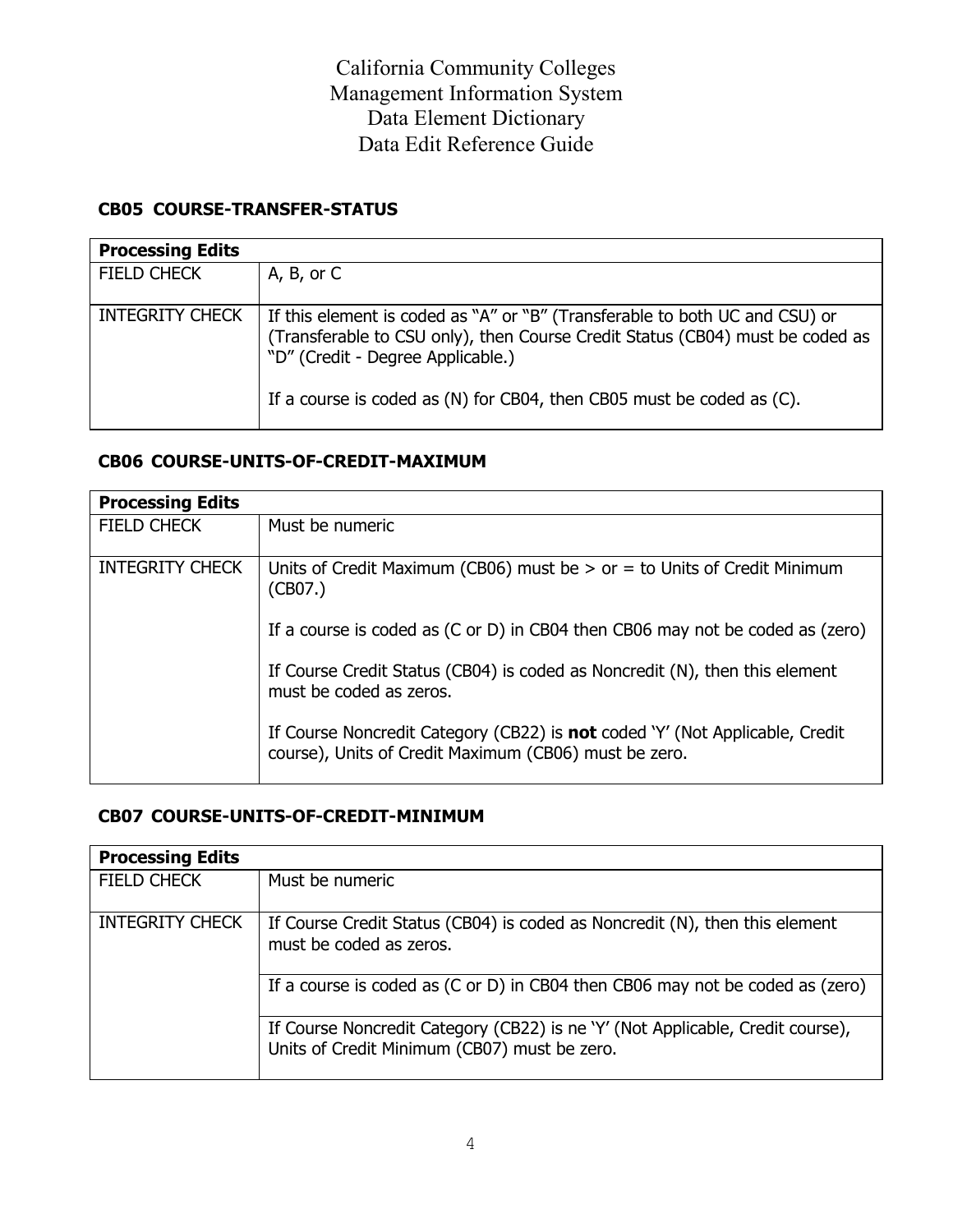California Community Colleges
Management Information System
Data Element Dictionary
Data Edit Reference Guide

### CB05 COURSE-TRANSFER-STATUS

| Processing Edits | |
|---|---|
| FIELD CHECK | A, B, or C |
| INTEGRITY CHECK | If this element is coded as "A" or "B" (Transferable to both UC and CSU) or (Transferable to CSU only), then Course Credit Status (CB04) must be coded as "D" (Credit - Degree Applicable.)<br><br>If a course is coded as (N) for CB04, then CB05 must be coded as (C). |

### CB06 COURSE-UNITS-OF-CREDIT-MAXIMUM

| Processing Edits | |
|---|---|
| FIELD CHECK | Must be numeric |
| INTEGRITY CHECK | Units of Credit Maximum (CB06) must be > or = to Units of Credit Minimum (CB07.)<br><br>If a course is coded as (C or D) in CB04 then CB06 may not be coded as (zero)<br><br>If Course Credit Status (CB04) is coded as Noncredit (N), then this element must be coded as zeros.<br><br>If Course Noncredit Category (CB22) is **not** coded 'Y' (Not Applicable, Credit course), Units of Credit Maximum (CB06) must be zero. |

### CB07 COURSE-UNITS-OF-CREDIT-MINIMUM

| Processing Edits | |
|---|---|
| FIELD CHECK | Must be numeric |
| INTEGRITY CHECK | If Course Credit Status (CB04) is coded as Noncredit (N), then this element must be coded as zeros. |
| | If a course is coded as (C or D) in CB04 then CB06 may not be coded as (zero) |
| | If Course Noncredit Category (CB22) is ne 'Y' (Not Applicable, Credit course), Units of Credit Minimum (CB07) must be zero. |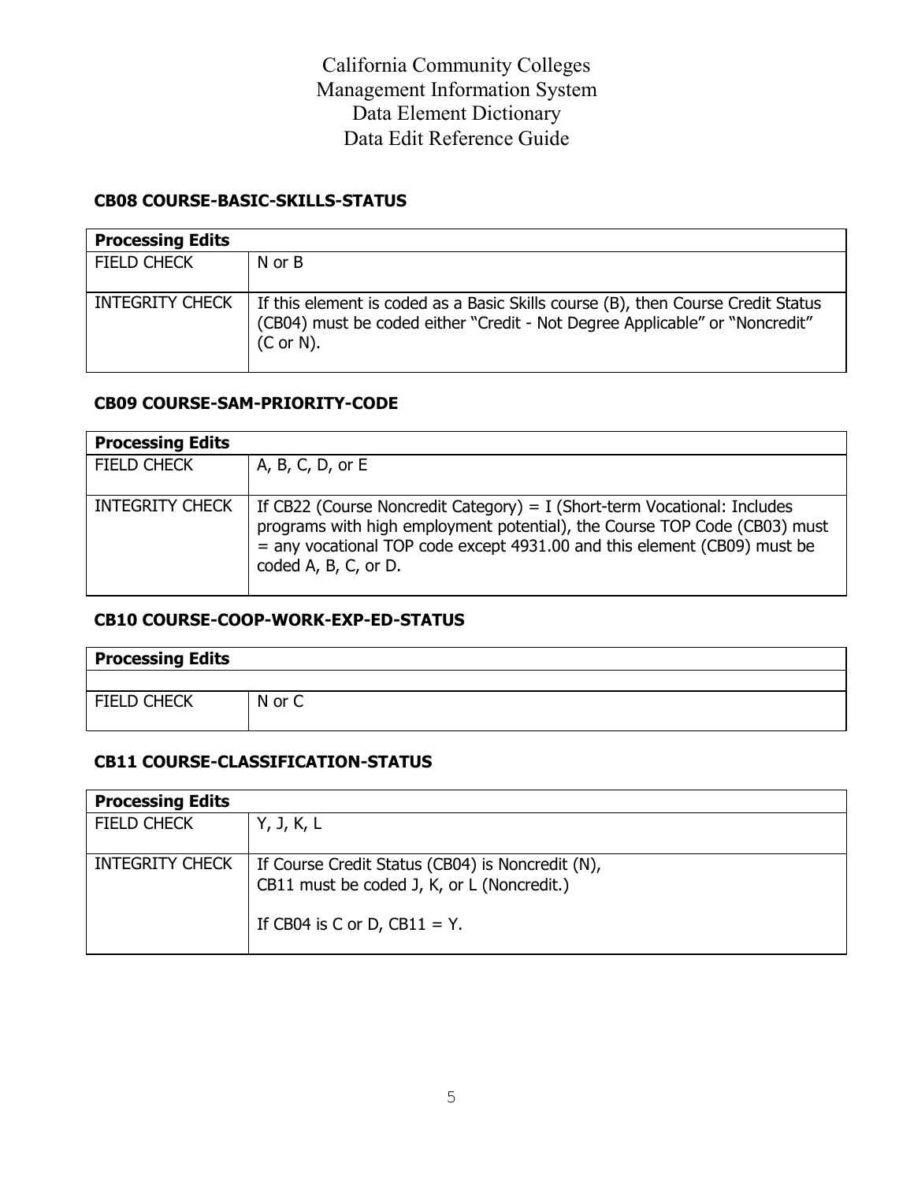California Community Colleges
Management Information System
Data Element Dictionary
Data Edit Reference Guide

### CB08 COURSE-BASIC-SKILLS-STATUS

| Processing Edits | |
|---|---|
| FIELD CHECK | N or B |
| INTEGRITY CHECK | If this element is coded as a Basic Skills course (B), then Course Credit Status (CB04) must be coded either "Credit - Not Degree Applicable" or "Noncredit" (C or N). |

### CB09 COURSE-SAM-PRIORITY-CODE

| Processing Edits | |
|---|---|
| FIELD CHECK | A, B, C, D, or E |
| INTEGRITY CHECK | If CB22 (Course Noncredit Category) = I (Short-term Vocational: Includes programs with high employment potential), the Course TOP Code (CB03) must = any vocational TOP code except 4931.00 and this element (CB09) must be coded A, B, C, or D. |

### CB10 COURSE-COOP-WORK-EXP-ED-STATUS

| Processing Edits | |
|---|---|
| | |
| FIELD CHECK | N or C |

### CB11 COURSE-CLASSIFICATION-STATUS

| Processing Edits | |
|---|---|
| FIELD CHECK | Y, J, K, L |
| INTEGRITY CHECK | If Course Credit Status (CB04) is Noncredit (N), CB11 must be coded J, K, or L (Noncredit.)<br><br>If CB04 is C or D, CB11 = Y. |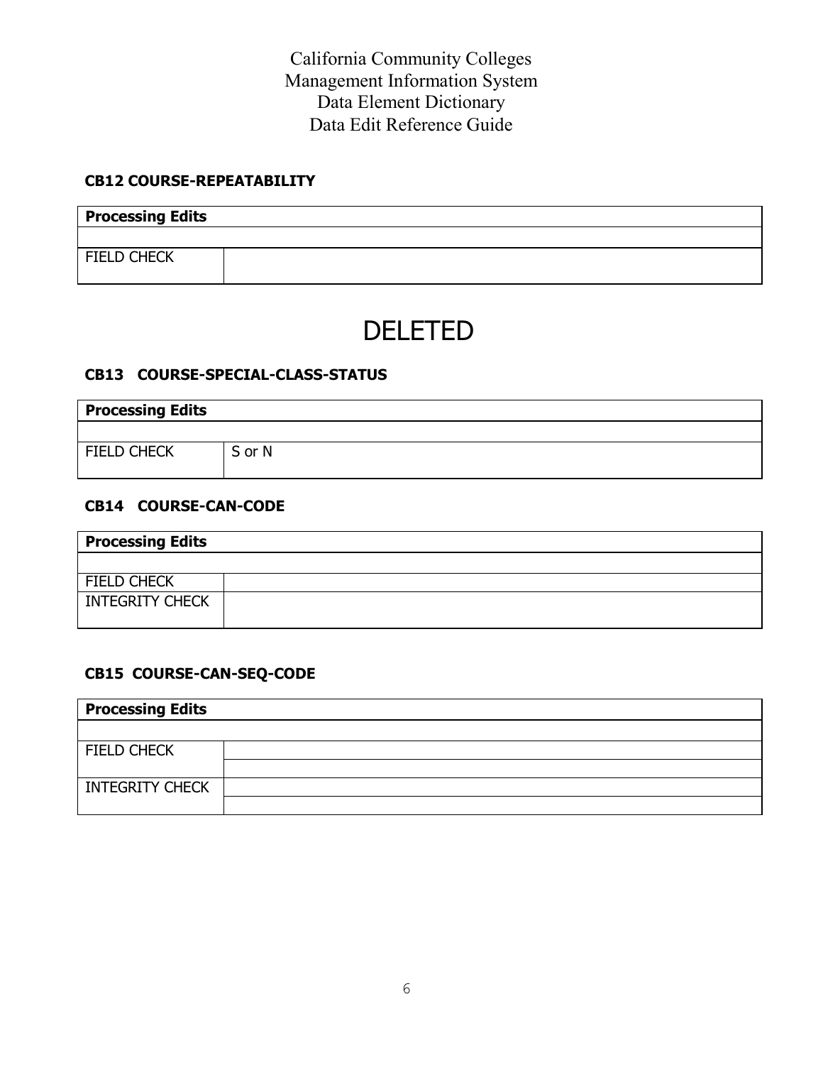### CB12 COURSE-REPEATABILITY

| Processing Edits | |
|---|---|
| | |
| FIELD CHECK | |

# DELETED

### CB13 COURSE-SPECIAL-CLASS-STATUS

| Processing Edits | |
|---|---|
| | |
| FIELD CHECK | S or N |

### CB14 COURSE-CAN-CODE

| Processing Edits | |
|---|---|
| | |
| FIELD CHECK | |
| INTEGRITY CHECK | |

### CB15 COURSE-CAN-SEQ-CODE

| Processing Edits | |
|---|---|
| | |
| FIELD CHECK | |
| | |
| INTEGRITY CHECK | |
| | |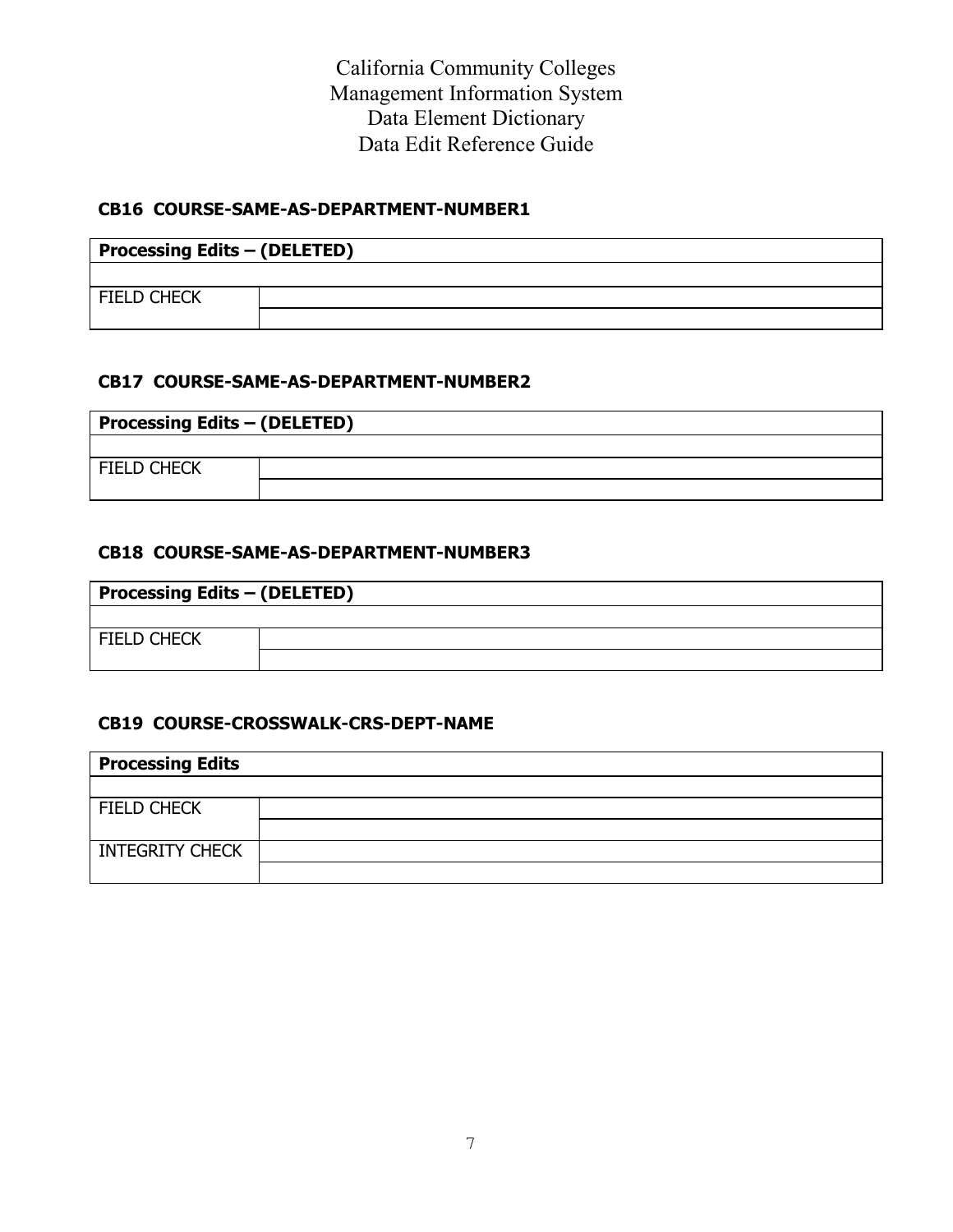California Community Colleges
Management Information System
Data Element Dictionary
Data Edit Reference Guide

### CB16 COURSE-SAME-AS-DEPARTMENT-NUMBER1

| Processing Edits – (DELETED) | |
|---|---|
| | |
| FIELD CHECK | |
| | |

### CB17 COURSE-SAME-AS-DEPARTMENT-NUMBER2

| Processing Edits – (DELETED) | |
|---|---|
| | |
| FIELD CHECK | |
| | |

### CB18 COURSE-SAME-AS-DEPARTMENT-NUMBER3

| Processing Edits – (DELETED) | |
|---|---|
| | |
| FIELD CHECK | |
| | |

### CB19 COURSE-CROSSWALK-CRS-DEPT-NAME

| Processing Edits | |
|---|---|
| | |
| FIELD CHECK | |
| | |
| INTEGRITY CHECK | |
| | |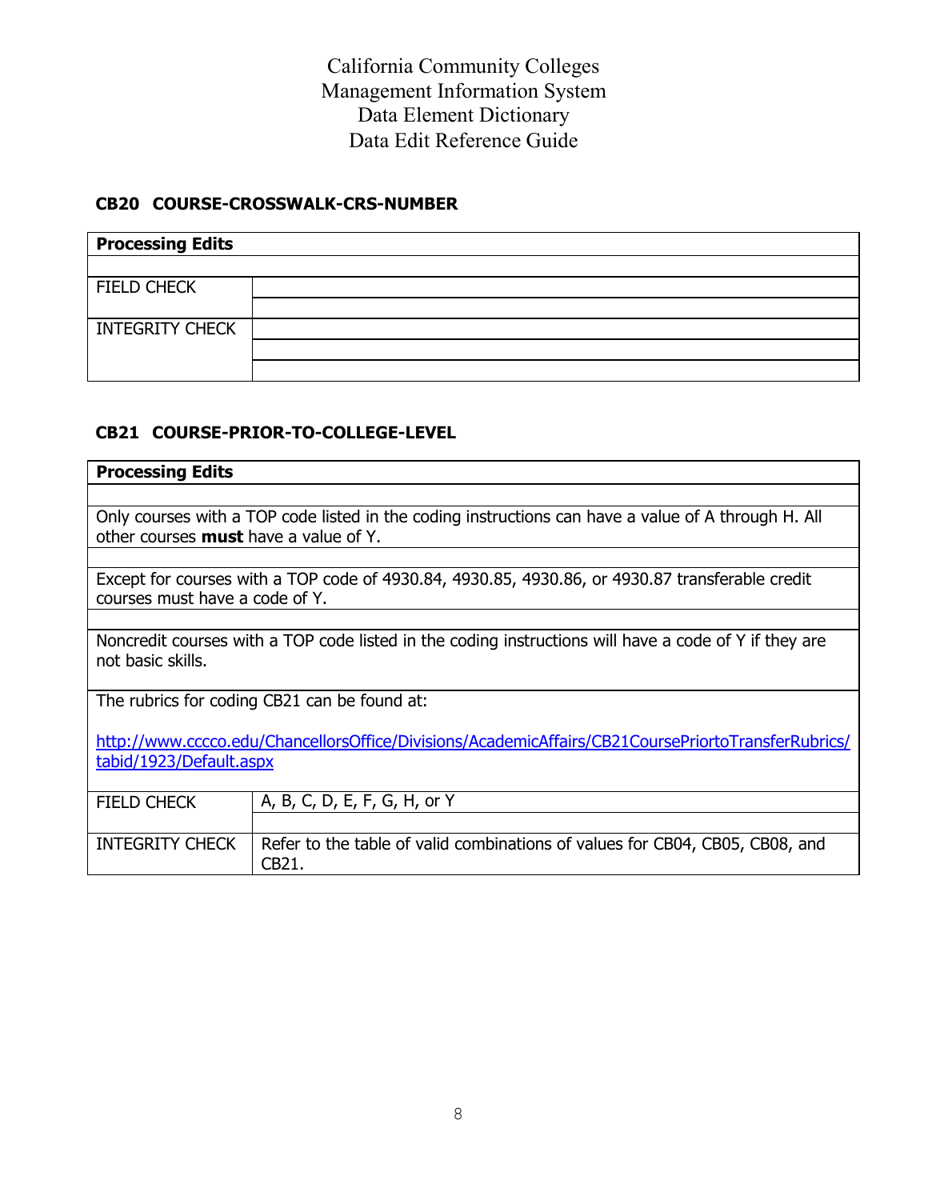California Community Colleges
Management Information System
Data Element Dictionary
Data Edit Reference Guide

### CB20 COURSE-CROSSWALK-CRS-NUMBER

| Processing Edits | |
|---|---|
| | |
| FIELD CHECK | |
| | |
| INTEGRITY CHECK | |
| | |
| | |

### CB21 COURSE-PRIOR-TO-COLLEGE-LEVEL

| Processing Edits | |
|---|---|
| | |
| Only courses with a TOP code listed in the coding instructions can have a value of A through H. All other courses **must** have a value of Y. | |
| | |
| Except for courses with a TOP code of 4930.84, 4930.85, 4930.86, or 4930.87 transferable credit courses must have a code of Y. | |
| | |
| Noncredit courses with a TOP code listed in the coding instructions will have a code of Y if they are not basic skills. | |
| The rubrics for coding CB21 can be found at: [http://www.cccco.edu/ChancellorsOffice/Divisions/AcademicAffairs/CB21CoursePriortoTransferRubrics/tabid/1923/Default.aspx](http://www.cccco.edu/ChancellorsOffice/Divisions/AcademicAffairs/CB21CoursePriortoTransferRubrics/tabid/1923/Default.aspx) | |
| FIELD CHECK | A, B, C, D, E, F, G, H, or Y |
| | |
| INTEGRITY CHECK | Refer to the table of valid combinations of values for CB04, CB05, CB08, and CB21. |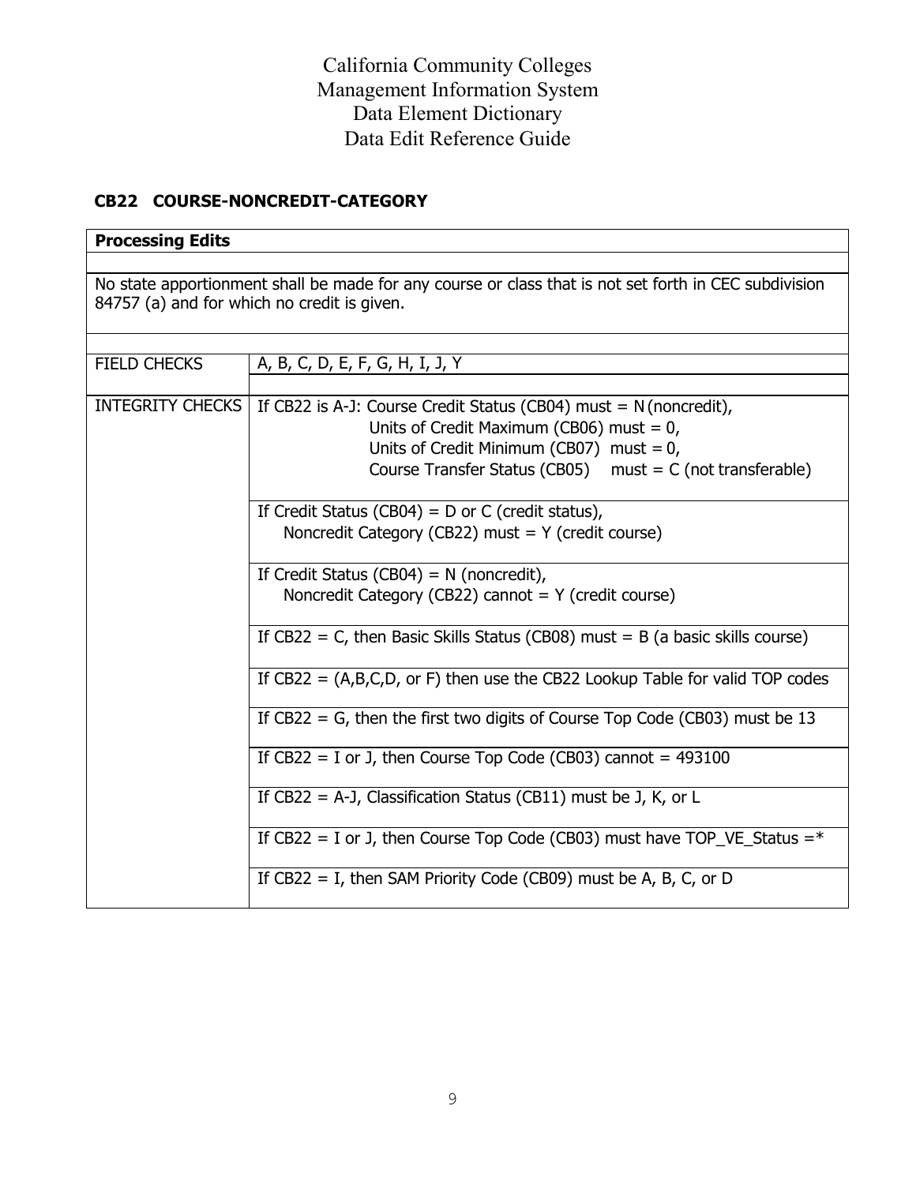California Community Colleges
Management Information System
Data Element Dictionary
Data Edit Reference Guide

### CB22 COURSE-NONCREDIT-CATEGORY

| **Processing Edits** | |
|---|---|
| No state apportionment shall be made for any course or class that is not set forth in CEC subdivision 84757 (a) and for which no credit is given. | |
| FIELD CHECKS | A, B, C, D, E, F, G, H, I, J, Y |
| INTEGRITY CHECKS | If CB22 is A-J: Course Credit Status (CB04) must = N (noncredit),<br>Units of Credit Maximum (CB06) must = 0,<br>Units of Credit Minimum (CB07) must = 0,<br>Course Transfer Status (CB05) must = C (not transferable) |
| | If Credit Status (CB04) = D or C (credit status),<br>Noncredit Category (CB22) must = Y (credit course) |
| | If Credit Status (CB04) = N (noncredit),<br>Noncredit Category (CB22) cannot = Y (credit course) |
| | If CB22 = C, then Basic Skills Status (CB08) must = B (a basic skills course) |
| | If CB22 = (A,B,C,D, or F) then use the CB22 Lookup Table for valid TOP codes |
| | If CB22 = G, then the first two digits of Course Top Code (CB03) must be 13 |
| | If CB22 = I or J, then Course Top Code (CB03) cannot = 493100 |
| | If CB22 = A-J, Classification Status (CB11) must be J, K, or L |
| | If CB22 = I or J, then Course Top Code (CB03) must have TOP_VE_Status =* |
| | If CB22 = I, then SAM Priority Code (CB09) must be A, B, C, or D |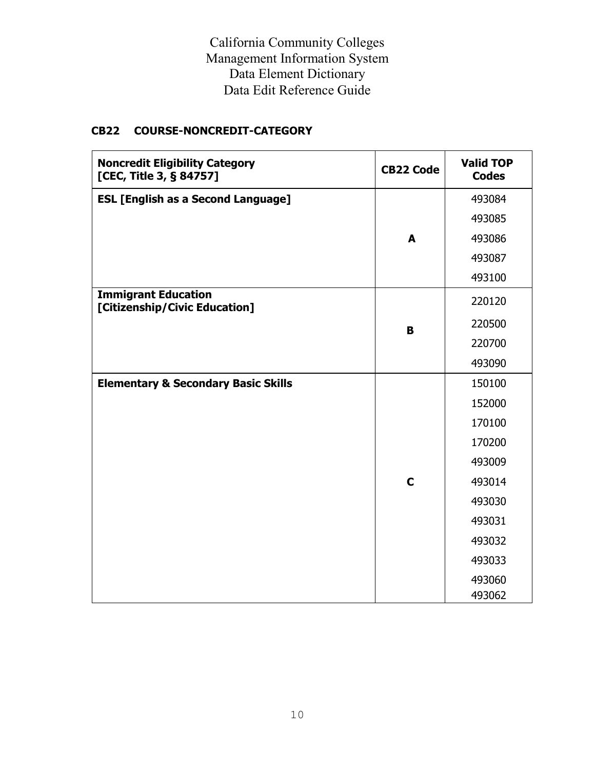California Community Colleges
Management Information System
Data Element Dictionary
Data Edit Reference Guide

### CB22 COURSE-NONCREDIT-CATEGORY

| Noncredit Eligibility Category [CEC, Title 3, § 84757] | CB22 Code | Valid TOP Codes |
|---|---|---|
| **ESL [English as a Second Language]** | **A** | 493084 |
| | | 493085 |
| | | 493086 |
| | | 493087 |
| | | 493100 |
| **Immigrant Education [Citizenship/Civic Education]** | **B** | 220120 |
| | | 220500 |
| | | 220700 |
| | | 493090 |
| **Elementary & Secondary Basic Skills** | **C** | 150100 |
| | | 152000 |
| | | 170100 |
| | | 170200 |
| | | 493009 |
| | | 493014 |
| | | 493030 |
| | | 493031 |
| | | 493032 |
| | | 493033 |
| | | 493060 |
| | | 493062 |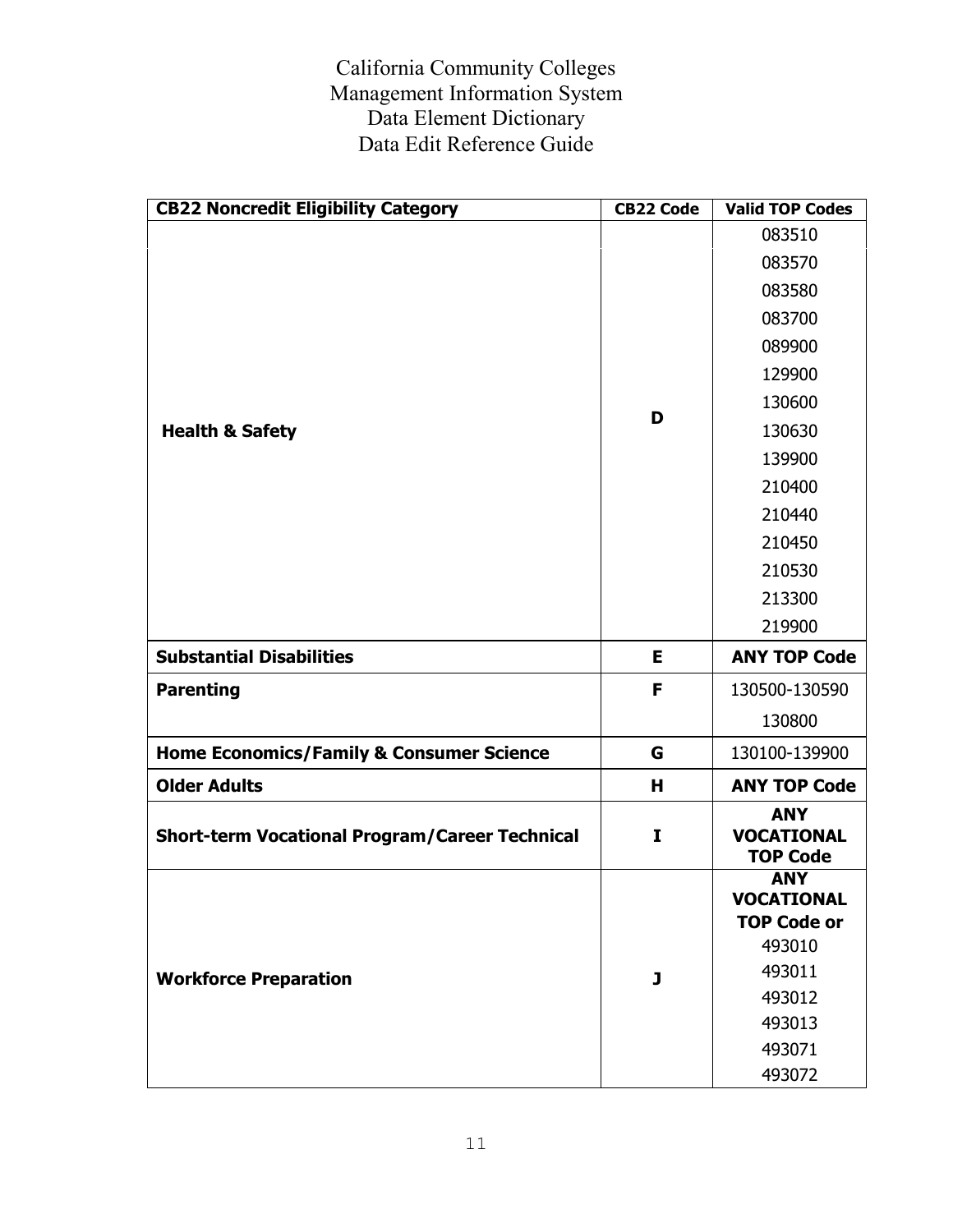California Community Colleges
Management Information System
Data Element Dictionary
Data Edit Reference Guide

| CB22 Noncredit Eligibility Category | CB22 Code | Valid TOP Codes |
|---|---|---|
| **Health & Safety** | **D** | 083510<br>083570<br>083580<br>083700<br>089900<br>129900<br>130600<br>130630<br>139900<br>210400<br>210440<br>210450<br>210530<br>213300<br>219900 |
| **Substantial Disabilities** | **E** | **ANY TOP Code** |
| **Parenting** | **F** | 130500-130590<br>130800 |
| **Home Economics/Family & Consumer Science** | **G** | 130100-139900 |
| **Older Adults** | **H** | **ANY TOP Code** |
| **Short-term Vocational Program/Career Technical** | **I** | **ANY VOCATIONAL TOP Code** |
| **Workforce Preparation** | **J** | **ANY VOCATIONAL TOP Code or**<br>493010<br>493011<br>493012<br>493013<br>493071<br>493072 |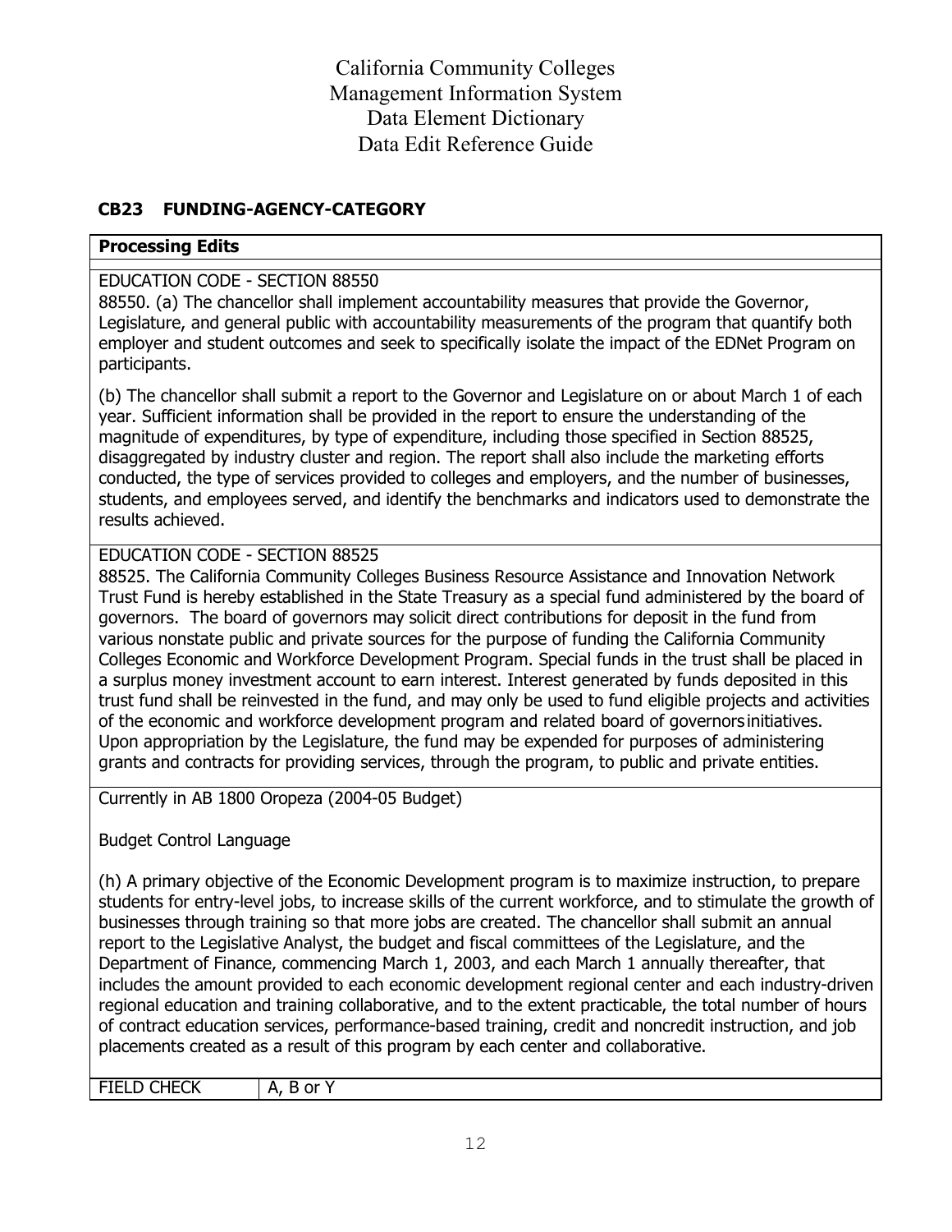California Community Colleges
Management Information System
Data Element Dictionary
Data Edit Reference Guide

## CB23 FUNDING-AGENCY-CATEGORY

**Processing Edits**

EDUCATION CODE - SECTION 88550

88550. (a) The chancellor shall implement accountability measures that provide the Governor, Legislature, and general public with accountability measurements of the program that quantify both employer and student outcomes and seek to specifically isolate the impact of the EDNet Program on participants.

(b) The chancellor shall submit a report to the Governor and Legislature on or about March 1 of each year. Sufficient information shall be provided in the report to ensure the understanding of the magnitude of expenditures, by type of expenditure, including those specified in Section 88525, disaggregated by industry cluster and region. The report shall also include the marketing efforts conducted, the type of services provided to colleges and employers, and the number of businesses, students, and employees served, and identify the benchmarks and indicators used to demonstrate the results achieved.

EDUCATION CODE - SECTION 88525

88525. The California Community Colleges Business Resource Assistance and Innovation Network Trust Fund is hereby established in the State Treasury as a special fund administered by the board of governors. The board of governors may solicit direct contributions for deposit in the fund from various nonstate public and private sources for the purpose of funding the California Community Colleges Economic and Workforce Development Program. Special funds in the trust shall be placed in a surplus money investment account to earn interest. Interest generated by funds deposited in this trust fund shall be reinvested in the fund, and may only be used to fund eligible projects and activities of the economic and workforce development program and related board of governors initiatives. Upon appropriation by the Legislature, the fund may be expended for purposes of administering grants and contracts for providing services, through the program, to public and private entities.

Currently in AB 1800 Oropeza (2004-05 Budget)

Budget Control Language

(h) A primary objective of the Economic Development program is to maximize instruction, to prepare students for entry-level jobs, to increase skills of the current workforce, and to stimulate the growth of businesses through training so that more jobs are created. The chancellor shall submit an annual report to the Legislative Analyst, the budget and fiscal committees of the Legislature, and the Department of Finance, commencing March 1, 2003, and each March 1 annually thereafter, that includes the amount provided to each economic development regional center and each industry-driven regional education and training collaborative, and to the extent practicable, the total number of hours of contract education services, performance-based training, credit and noncredit instruction, and job placements created as a result of this program by each center and collaborative.

| FIELD CHECK | A, B or Y |
|---|---|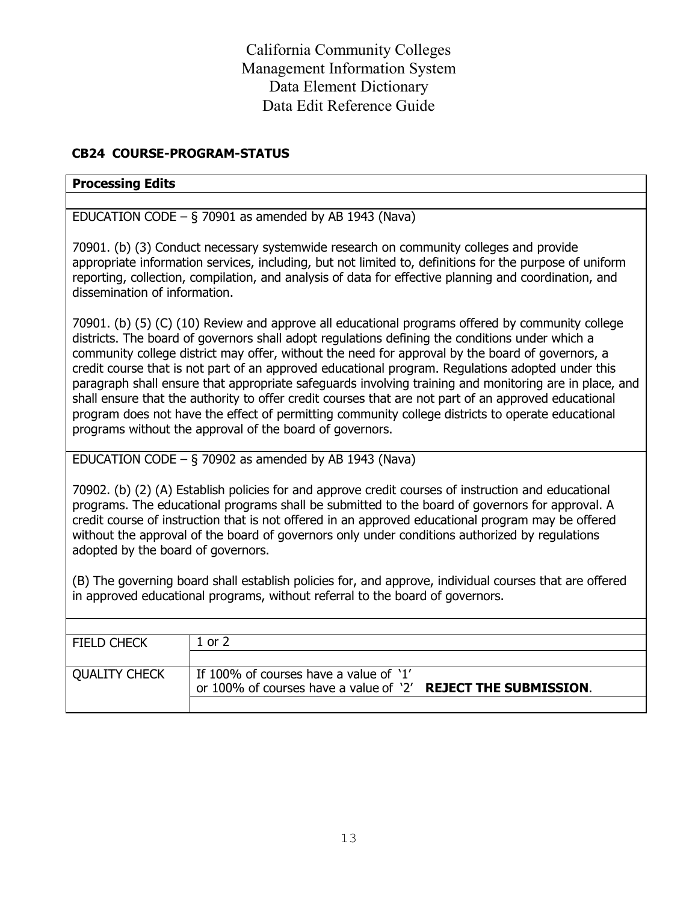# California Community Colleges
# Management Information System
# Data Element Dictionary
# Data Edit Reference Guide

### CB24 COURSE-PROGRAM-STATUS

**Processing Edits**

EDUCATION CODE – § 70901 as amended by AB 1943 (Nava)

70901. (b) (3) Conduct necessary systemwide research on community colleges and provide appropriate information services, including, but not limited to, definitions for the purpose of uniform reporting, collection, compilation, and analysis of data for effective planning and coordination, and dissemination of information.

70901. (b) (5) (C) (10) Review and approve all educational programs offered by community college districts. The board of governors shall adopt regulations defining the conditions under which a community college district may offer, without the need for approval by the board of governors, a credit course that is not part of an approved educational program. Regulations adopted under this paragraph shall ensure that appropriate safeguards involving training and monitoring are in place, and shall ensure that the authority to offer credit courses that are not part of an approved educational program does not have the effect of permitting community college districts to operate educational programs without the approval of the board of governors.

EDUCATION CODE – § 70902 as amended by AB 1943 (Nava)

70902. (b) (2) (A) Establish policies for and approve credit courses of instruction and educational programs. The educational programs shall be submitted to the board of governors for approval. A credit course of instruction that is not offered in an approved educational program may be offered without the approval of the board of governors only under conditions authorized by regulations adopted by the board of governors.

(B) The governing board shall establish policies for, and approve, individual courses that are offered in approved educational programs, without referral to the board of governors.

| | |
|---|---|
| FIELD CHECK | 1 or 2 |
| QUALITY CHECK | If 100% of courses have a value of '1' or 100% of courses have a value of '2' **REJECT THE SUBMISSION**. |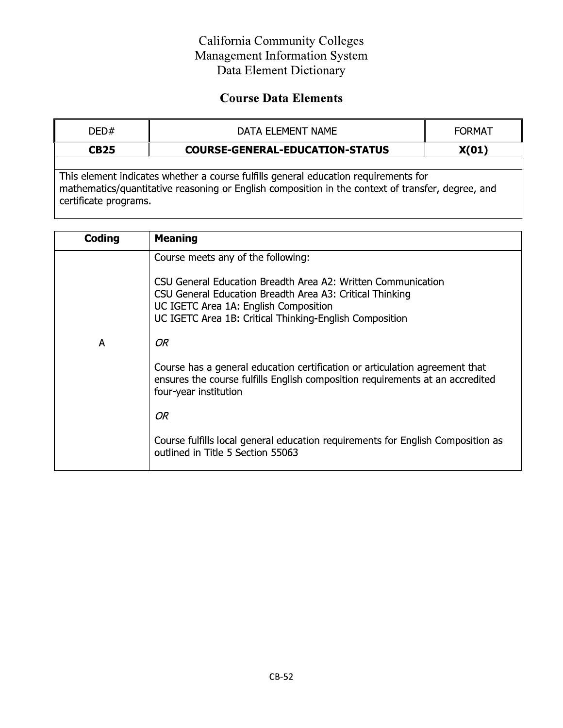# California Community Colleges
# Management Information System
# Data Element Dictionary

## Course Data Elements

| DED# | DATA ELEMENT NAME | FORMAT |
|---|---|---|
| **CB25** | **COURSE-GENERAL-EDUCATION-STATUS** | **X(01)** |

This element indicates whether a course fulfills general education requirements for mathematics/quantitative reasoning or English composition in the context of transfer, degree, and certificate programs.

| Coding | Meaning |
|---|---|
| A | Course meets any of the following:<br><br>CSU General Education Breadth Area A2: Written Communication<br>CSU General Education Breadth Area A3: Critical Thinking<br>UC IGETC Area 1A: English Composition<br>UC IGETC Area 1B: Critical Thinking-English Composition<br><br>*OR*<br><br>Course has a general education certification or articulation agreement that ensures the course fulfills English composition requirements at an accredited four-year institution<br><br>*OR*<br><br>Course fulfills local general education requirements for English Composition as outlined in Title 5 Section 55063 |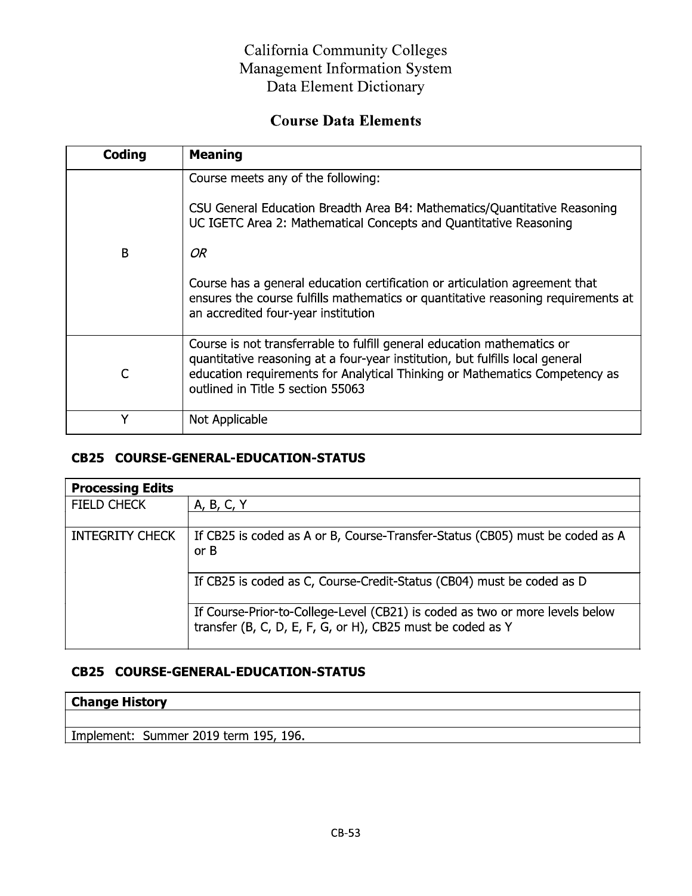# California Community Colleges Management Information System Data Element Dictionary

## Course Data Elements

| Coding | Meaning |
|---|---|
| B | Course meets any of the following:<br><br>CSU General Education Breadth Area B4: Mathematics/Quantitative Reasoning<br>UC IGETC Area 2: Mathematical Concepts and Quantitative Reasoning<br><br>*OR*<br><br>Course has a general education certification or articulation agreement that ensures the course fulfills mathematics or quantitative reasoning requirements at an accredited four-year institution |
| C | Course is not transferrable to fulfill general education mathematics or quantitative reasoning at a four-year institution, but fulfills local general education requirements for Analytical Thinking or Mathematics Competency as outlined in Title 5 section 55063 |
| Y | Not Applicable |

### CB25 COURSE-GENERAL-EDUCATION-STATUS

| Processing Edits | |
|---|---|
| FIELD CHECK | A, B, C, Y |
| | |
| INTEGRITY CHECK | If CB25 is coded as A or B, Course-Transfer-Status (CB05) must be coded as A or B |
| | If CB25 is coded as C, Course-Credit-Status (CB04) must be coded as D |
| | If Course-Prior-to-College-Level (CB21) is coded as two or more levels below transfer (B, C, D, E, F, G, or H), CB25 must be coded as Y |

### CB25 COURSE-GENERAL-EDUCATION-STATUS

| Change History |
|---|
| |
| Implement: Summer 2019 term 195, 196. |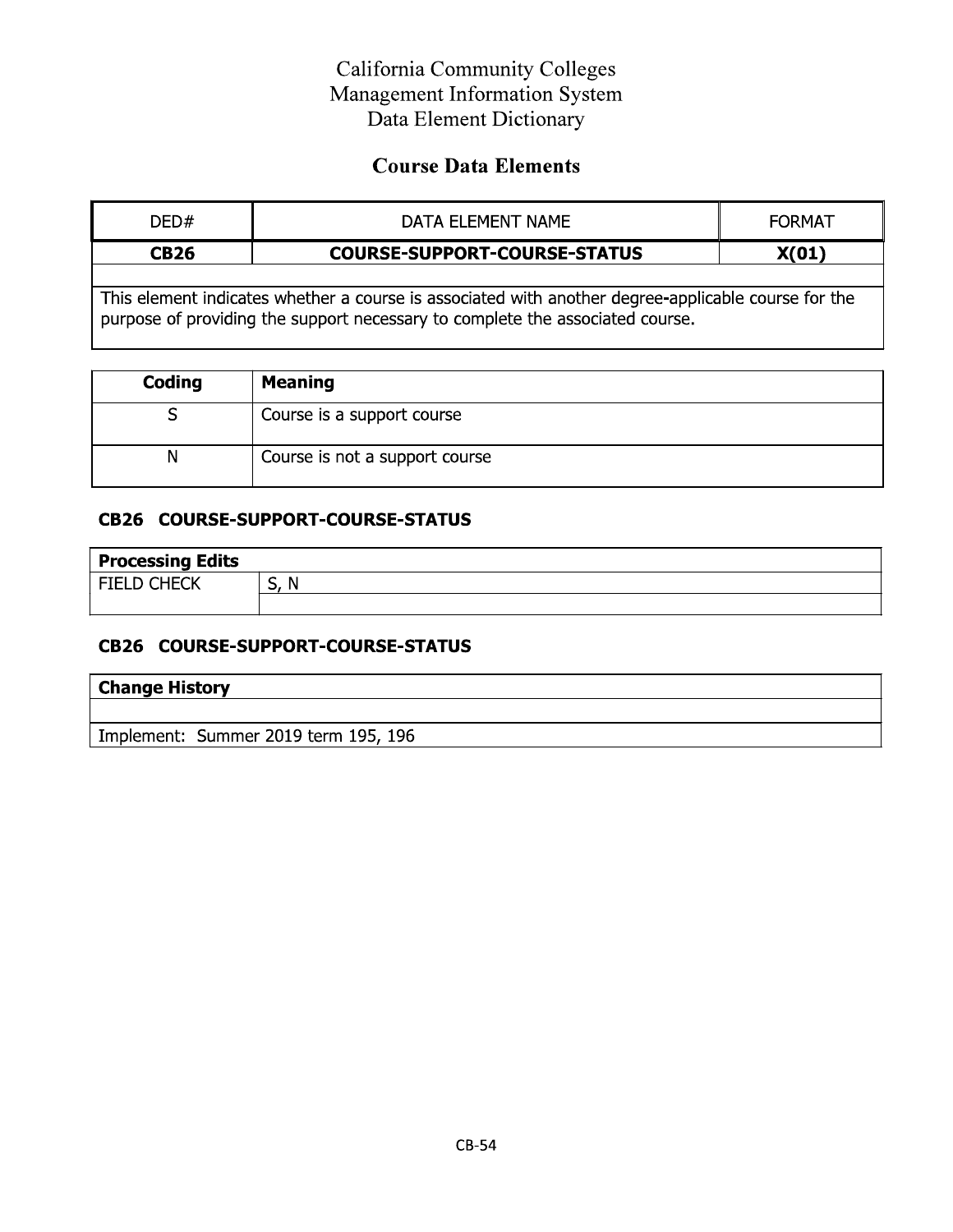# California Community Colleges
# Management Information System
# Data Element Dictionary

## Course Data Elements

| DED# | DATA ELEMENT NAME | FORMAT |
|---|---|---|
| **CB26** | **COURSE-SUPPORT-COURSE-STATUS** | **X(01)** |

This element indicates whether a course is associated with another degree-applicable course for the purpose of providing the support necessary to complete the associated course.

| Coding | Meaning |
|---|---|
| S | Course is a support course |
| N | Course is not a support course |

### CB26 COURSE-SUPPORT-COURSE-STATUS

| Processing Edits | |
|---|---|
| FIELD CHECK | S, N |
| | |

### CB26 COURSE-SUPPORT-COURSE-STATUS

| Change History |
|---|
| |
| Implement: Summer 2019 term 195, 196 |